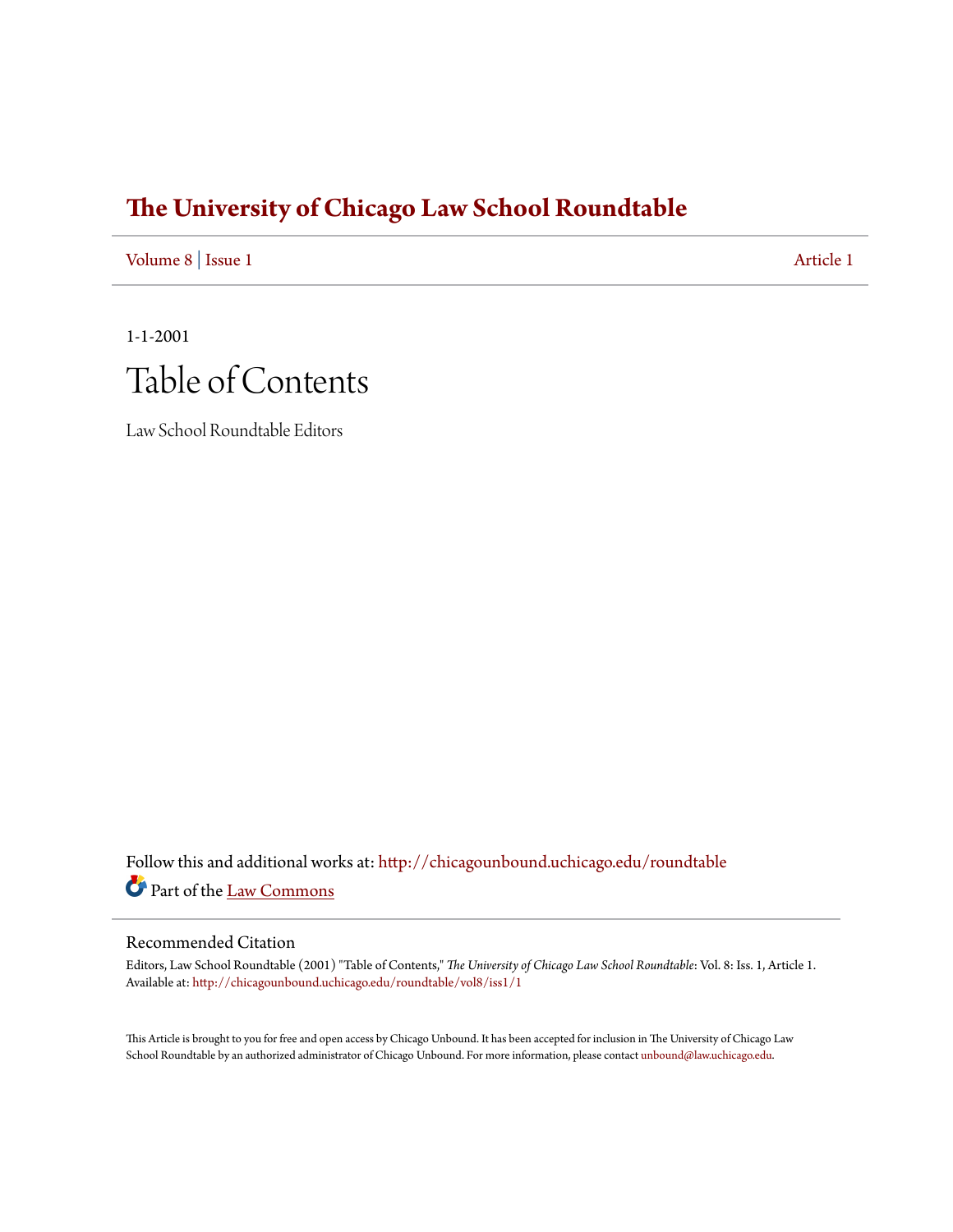# The University of Chicago Law School Roundtable

Volume 8 | Issue 1 Article 1

1-1-2001

# Table of Contents

Law School Roundtable Editors

Follow this and additional works at: http://chicagounbound.uchicago.edu/roundtable

Part of the Law Commons

## Recommended Citation

Editors, Law School Roundtable (2001) "Table of Contents," *The University of Chicago Law School Roundtable*: Vol. 8: Iss. 1, Article 1.
Available at: http://chicagounbound.uchicago.edu/roundtable/vol8/iss1/1

This Article is brought to you for free and open access by Chicago Unbound. It has been accepted for inclusion in The University of Chicago Law School Roundtable by an authorized administrator of Chicago Unbound. For more information, please contact unbound@law.uchicago.edu.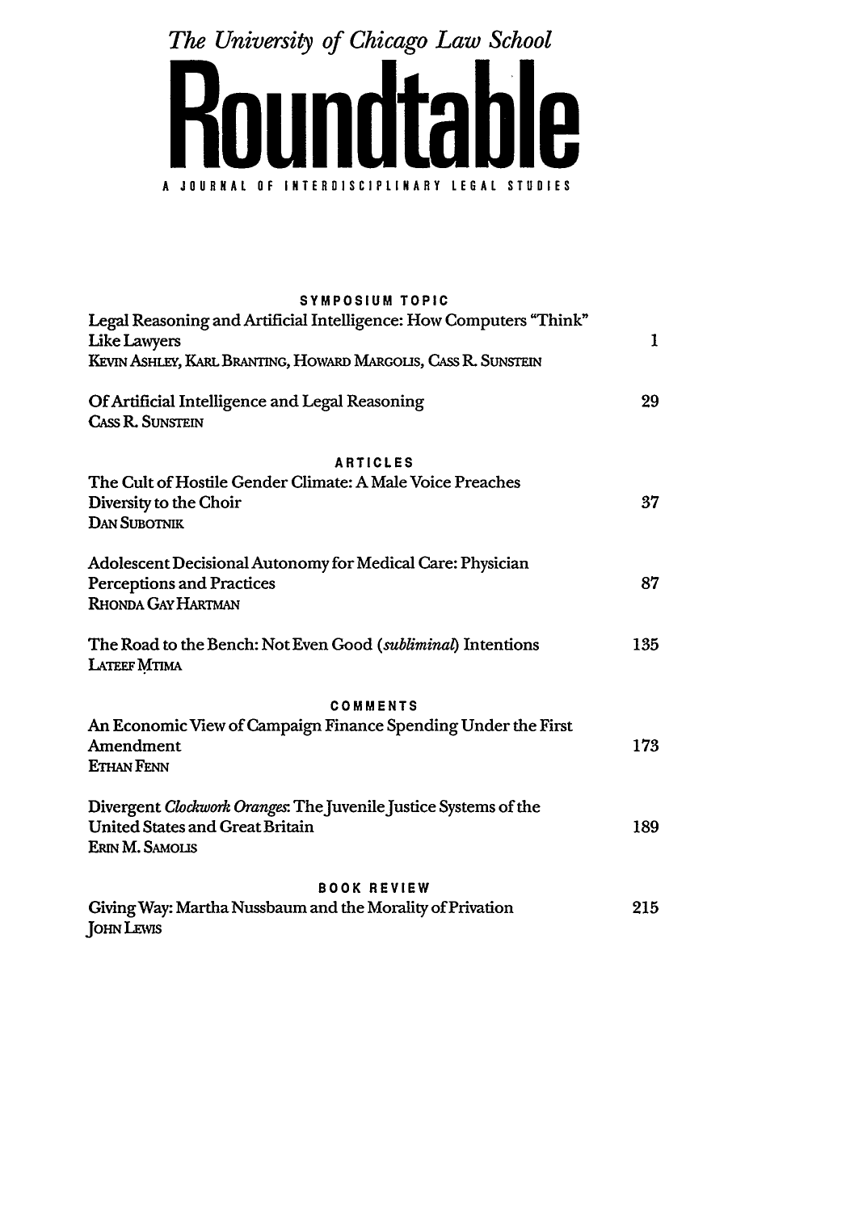*The University of Chicago Law School*

# Roundtable

A JOURNAL OF INTERDISCIPLINARY LEGAL STUDIES

## SYMPOSIUM TOPIC

Legal Reasoning and Artificial Intelligence: How Computers "Think" Like Lawyers — 1
KEVIN ASHLEY, KARL BRANTING, HOWARD MARGOLIS, CASS R. SUNSTEIN

Of Artificial Intelligence and Legal Reasoning — 29
CASS R. SUNSTEIN

## ARTICLES

The Cult of Hostile Gender Climate: A Male Voice Preaches Diversity to the Choir — 37
DAN SUBOTNIK

Adolescent Decisional Autonomy for Medical Care: Physician Perceptions and Practices — 87
RHONDA GAY HARTMAN

The Road to the Bench: Not Even Good (*subliminal*) Intentions — 135
LATEEF MTIMA

## COMMENTS

An Economic View of Campaign Finance Spending Under the First Amendment — 173
ETHAN FENN

Divergent *Clockwork Oranges*: The Juvenile Justice Systems of the United States and Great Britain — 189
ERIN M. SAMOLIS

## BOOK REVIEW

Giving Way: Martha Nussbaum and the Morality of Privation — 215
JOHN LEWIS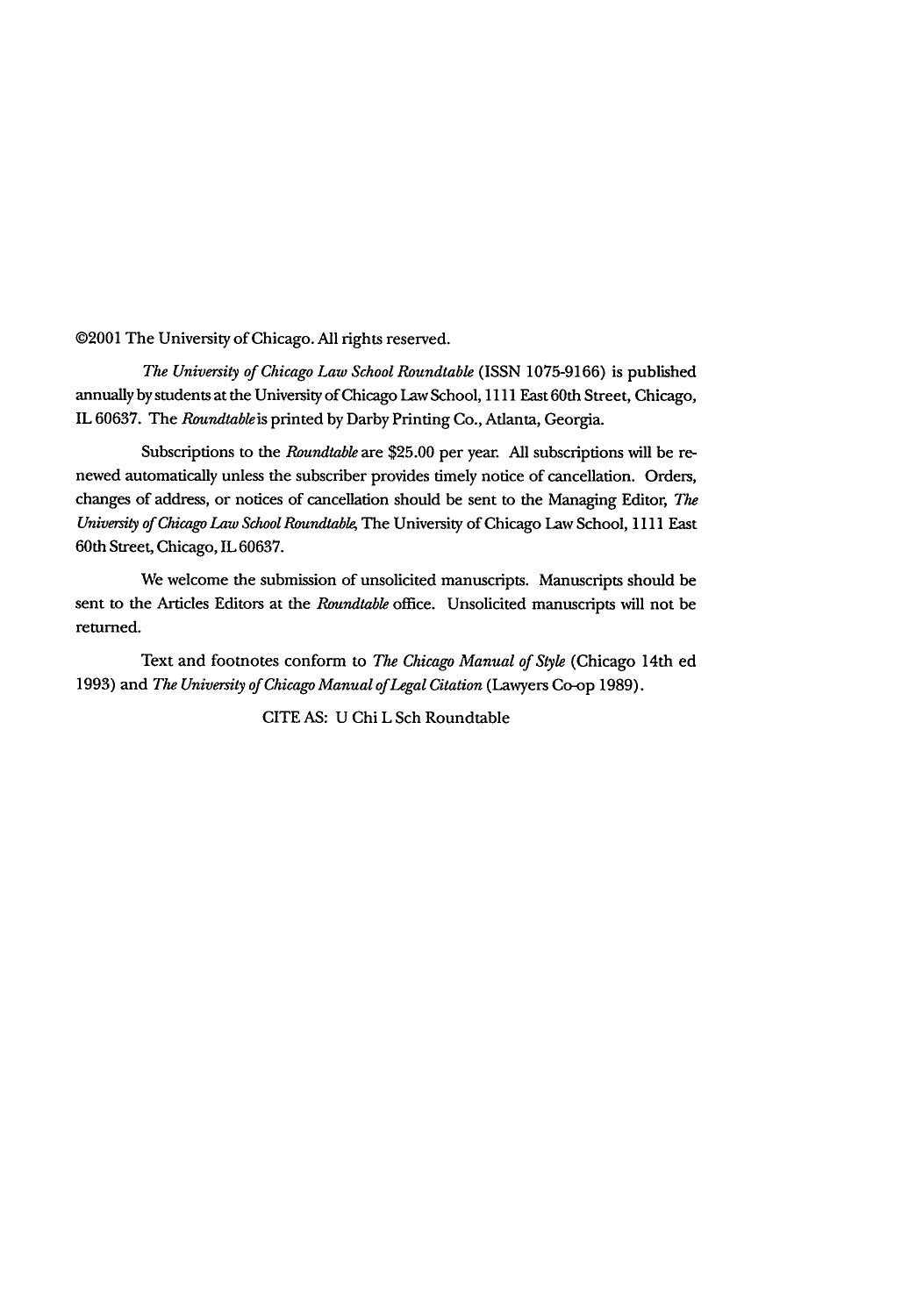©2001 The University of Chicago. All rights reserved.

*The University of Chicago Law School Roundtable* (ISSN 1075-9166) is published annually by students at the University of Chicago Law School, 1111 East 60th Street, Chicago, IL 60637. The *Roundtable* is printed by Darby Printing Co., Atlanta, Georgia.

Subscriptions to the *Roundtable* are $25.00 per year. All subscriptions will be renewed automatically unless the subscriber provides timely notice of cancellation. Orders, changes of address, or notices of cancellation should be sent to the Managing Editor, *The University of Chicago Law School Roundtable*, The University of Chicago Law School, 1111 East 60th Street, Chicago, IL 60637.

We welcome the submission of unsolicited manuscripts. Manuscripts should be sent to the Articles Editors at the *Roundtable* office. Unsolicited manuscripts will not be returned.

Text and footnotes conform to *The Chicago Manual of Style* (Chicago 14th ed 1993) and *The University of Chicago Manual of Legal Citation* (Lawyers Co-op 1989).

CITE AS: U Chi L Sch Roundtable